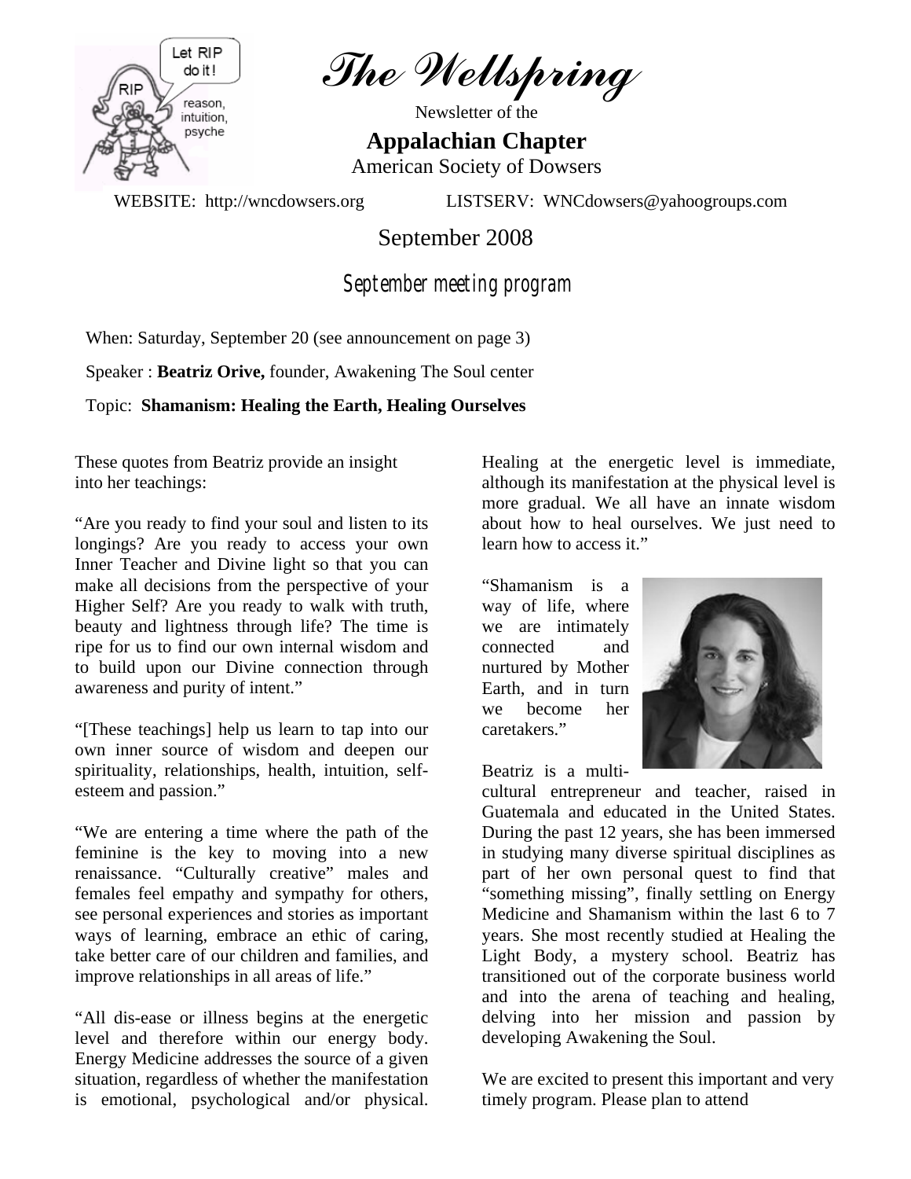# *The Wellspring*

Newsletter of the

**Appalachian Chapter**

American Society of Dowsers

WEBSITE: http://wncdowsers.org LISTSERV: WNCdowsers@yahoogroups.com

September 2008

## September meeting program

When: Saturday, September 20 (see announcement on page 3)

Speaker : **Beatriz Orive,** founder, Awakening The Soul center

Topic: **Shamanism: Healing the Earth, Healing Ourselves**

These quotes from Beatriz provide an insight into her teachings:

"Are you ready to find your soul and listen to its longings? Are you ready to access your own Inner Teacher and Divine light so that you can make all decisions from the perspective of your Higher Self? Are you ready to walk with truth, beauty and lightness through life? The time is ripe for us to find our own internal wisdom and to build upon our Divine connection through awareness and purity of intent."

"[These teachings] help us learn to tap into our own inner source of wisdom and deepen our spirituality, relationships, health, intuition, self-esteem and passion."

"We are entering a time where the path of the feminine is the key to moving into a new renaissance. "Culturally creative" males and females feel empathy and sympathy for others, see personal experiences and stories as important ways of learning, embrace an ethic of caring, take better care of our children and families, and improve relationships in all areas of life."

"All dis-ease or illness begins at the energetic level and therefore within our energy body. Energy Medicine addresses the source of a given situation, regardless of whether the manifestation is emotional, psychological and/or physical. Healing at the energetic level is immediate, although its manifestation at the physical level is more gradual. We all have an innate wisdom about how to heal ourselves. We just need to learn how to access it."

"Shamanism is a way of life, where we are intimately connected and nurtured by Mother Earth, and in turn we become her caretakers."

Beatriz is a multi-cultural entrepreneur and teacher, raised in Guatemala and educated in the United States. During the past 12 years, she has been immersed in studying many diverse spiritual disciplines as part of her own personal quest to find that "something missing", finally settling on Energy Medicine and Shamanism within the last 6 to 7 years. She most recently studied at Healing the Light Body, a mystery school. Beatriz has transitioned out of the corporate business world and into the arena of teaching and healing, delving into her mission and passion by developing Awakening the Soul.

We are excited to present this important and very timely program. Please plan to attend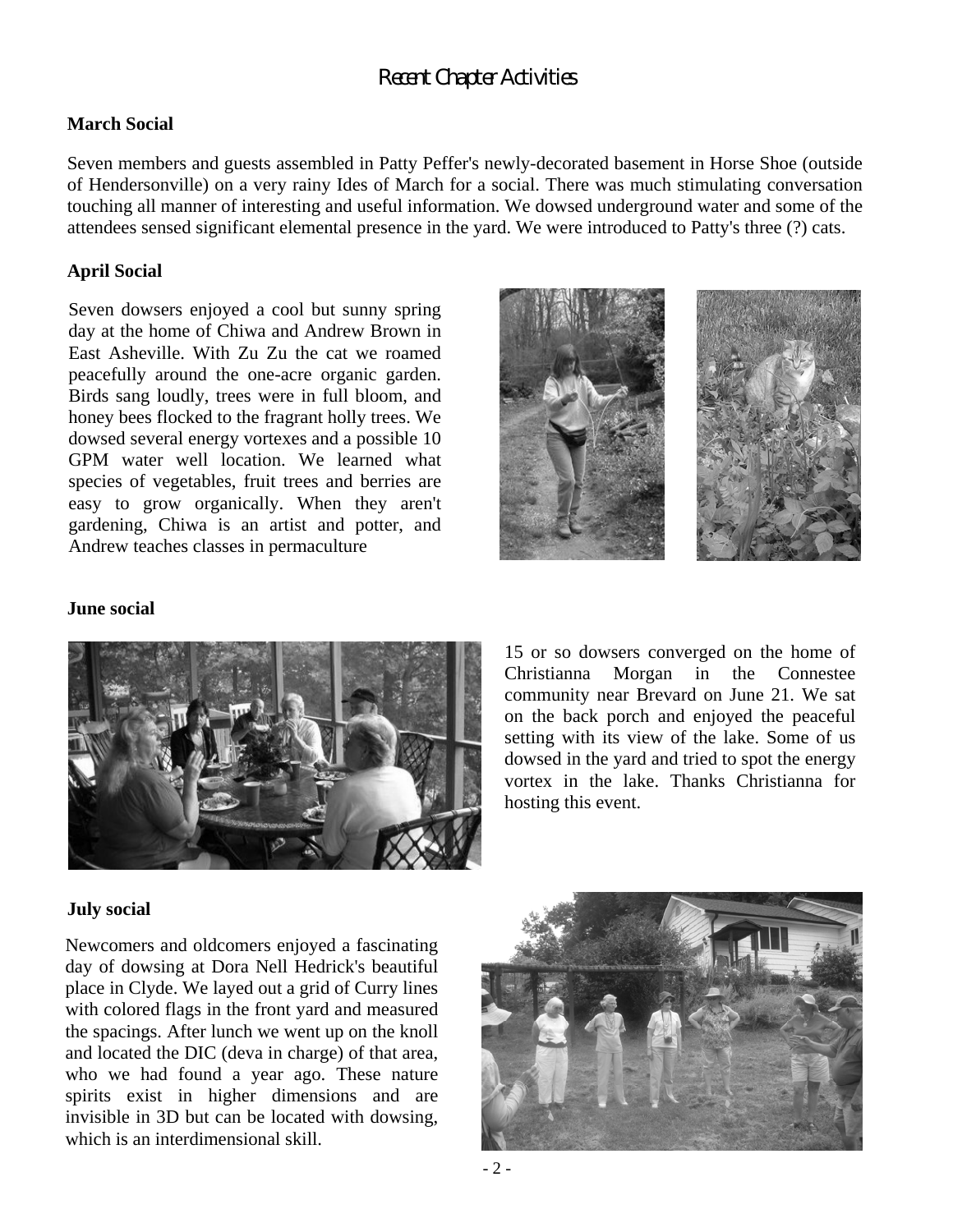# Recent Chapter Activities

**March Social**

Seven members and guests assembled in Patty Peffer's newly-decorated basement in Horse Shoe (outside of Hendersonville) on a very rainy Ides of March for a social. There was much stimulating conversation touching all manner of interesting and useful information. We dowsed underground water and some of the attendees sensed significant elemental presence in the yard. We were introduced to Patty's three (?) cats.

**April Social**

Seven dowsers enjoyed a cool but sunny spring day at the home of Chiwa and Andrew Brown in East Asheville. With Zu Zu the cat we roamed peacefully around the one-acre organic garden. Birds sang loudly, trees were in full bloom, and honey bees flocked to the fragrant holly trees. We dowsed several energy vortexes and a possible 10 GPM water well location. We learned what species of vegetables, fruit trees and berries are easy to grow organically. When they aren't gardening, Chiwa is an artist and potter, and Andrew teaches classes in permaculture

**June social**

15 or so dowsers converged on the home of Christianna Morgan in the Connestee community near Brevard on June 21. We sat on the back porch and enjoyed the peaceful setting with its view of the lake. Some of us dowsed in the yard and tried to spot the energy vortex in the lake. Thanks Christianna for hosting this event.

**July social**

Newcomers and oldcomers enjoyed a fascinating day of dowsing at Dora Nell Hedrick's beautiful place in Clyde. We layed out a grid of Curry lines with colored flags in the front yard and measured the spacings. After lunch we went up on the knoll and located the DIC (deva in charge) of that area, who we had found a year ago. These nature spirits exist in higher dimensions and are invisible in 3D but can be located with dowsing, which is an interdimensional skill.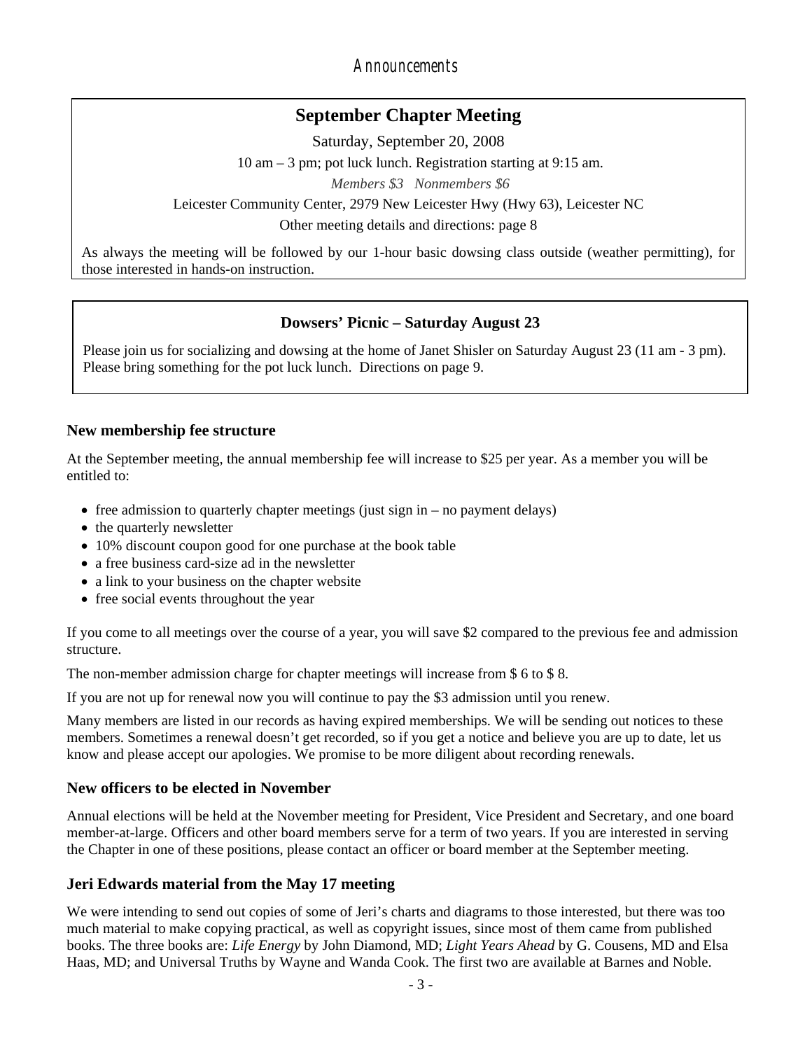# Announcements

## September Chapter Meeting

Saturday, September 20, 2008

10 am – 3 pm; pot luck lunch. Registration starting at 9:15 am.

*Members $3   Nonmembers $6*

Leicester Community Center, 2979 New Leicester Hwy (Hwy 63), Leicester NC

Other meeting details and directions: page 8

As always the meeting will be followed by our 1-hour basic dowsing class outside (weather permitting), for those interested in hands-on instruction.

### Dowsers' Picnic – Saturday August 23

Please join us for socializing and dowsing at the home of Janet Shisler on Saturday August 23 (11 am - 3 pm). Please bring something for the pot luck lunch. Directions on page 9.

### New membership fee structure

At the September meeting, the annual membership fee will increase to $25 per year. As a member you will be entitled to:

- free admission to quarterly chapter meetings (just sign in – no payment delays)
- the quarterly newsletter
- 10% discount coupon good for one purchase at the book table
- a free business card-size ad in the newsletter
- a link to your business on the chapter website
- free social events throughout the year

If you come to all meetings over the course of a year, you will save $2 compared to the previous fee and admission structure.

The non-member admission charge for chapter meetings will increase from $ 6 to $ 8.

If you are not up for renewal now you will continue to pay the $3 admission until you renew.

Many members are listed in our records as having expired memberships. We will be sending out notices to these members. Sometimes a renewal doesn't get recorded, so if you get a notice and believe you are up to date, let us know and please accept our apologies. We promise to be more diligent about recording renewals.

### New officers to be elected in November

Annual elections will be held at the November meeting for President, Vice President and Secretary, and one board member-at-large. Officers and other board members serve for a term of two years. If you are interested in serving the Chapter in one of these positions, please contact an officer or board member at the September meeting.

### Jeri Edwards material from the May 17 meeting

We were intending to send out copies of some of Jeri's charts and diagrams to those interested, but there was too much material to make copying practical, as well as copyright issues, since most of them came from published books. The three books are: *Life Energy* by John Diamond, MD; *Light Years Ahead* by G. Cousens, MD and Elsa Haas, MD; and Universal Truths by Wayne and Wanda Cook. The first two are available at Barnes and Noble.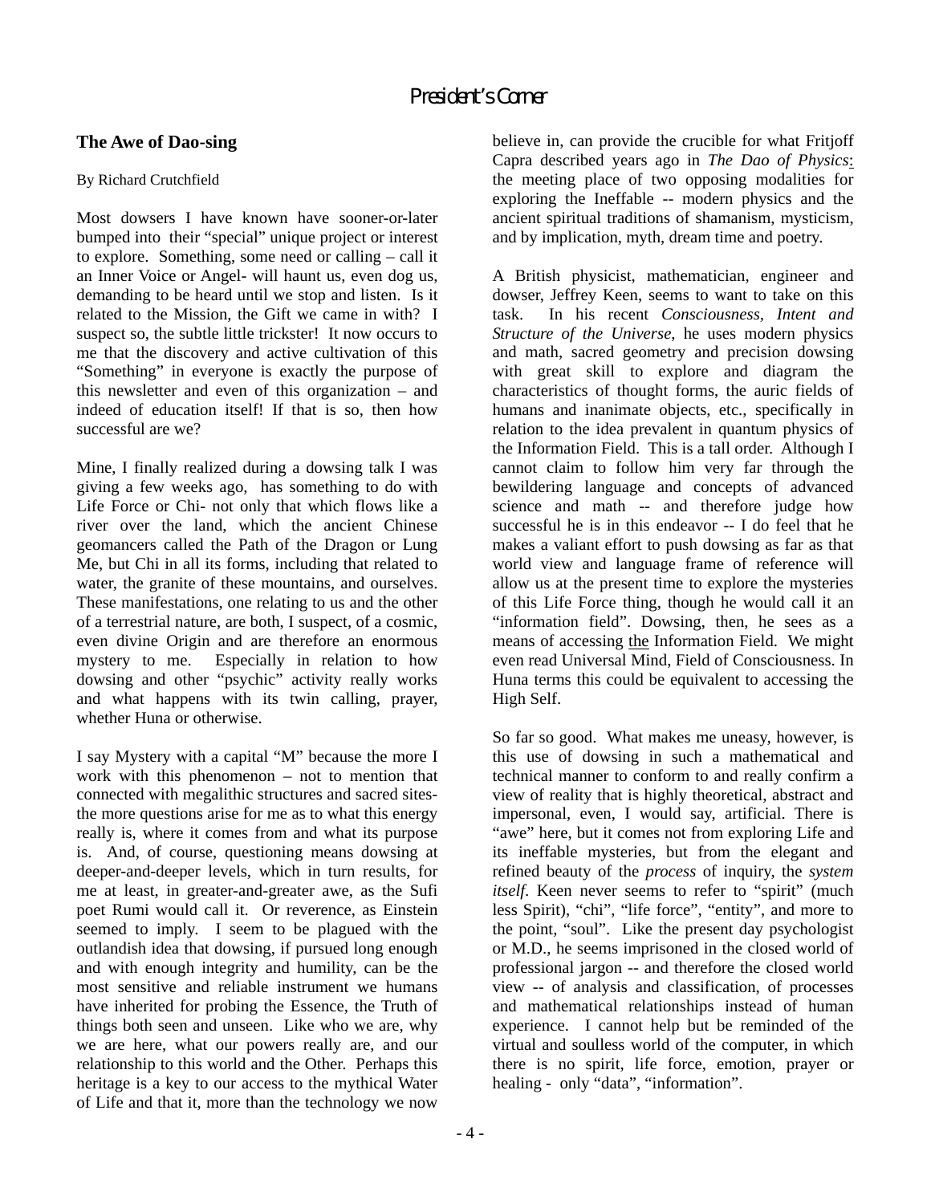# President's Corner

## The Awe of Dao-sing

By Richard Crutchfield

Most dowsers I have known have sooner-or-later bumped into their "special" unique project or interest to explore. Something, some need or calling – call it an Inner Voice or Angel- will haunt us, even dog us, demanding to be heard until we stop and listen. Is it related to the Mission, the Gift we came in with? I suspect so, the subtle little trickster! It now occurs to me that the discovery and active cultivation of this "Something" in everyone is exactly the purpose of this newsletter and even of this organization – and indeed of education itself! If that is so, then how successful are we?

Mine, I finally realized during a dowsing talk I was giving a few weeks ago, has something to do with Life Force or Chi- not only that which flows like a river over the land, which the ancient Chinese geomancers called the Path of the Dragon or Lung Me, but Chi in all its forms, including that related to water, the granite of these mountains, and ourselves. These manifestations, one relating to us and the other of a terrestrial nature, are both, I suspect, of a cosmic, even divine Origin and are therefore an enormous mystery to me. Especially in relation to how dowsing and other "psychic" activity really works and what happens with its twin calling, prayer, whether Huna or otherwise.

I say Mystery with a capital "M" because the more I work with this phenomenon – not to mention that connected with megalithic structures and sacred sites- the more questions arise for me as to what this energy really is, where it comes from and what its purpose is. And, of course, questioning means dowsing at deeper-and-deeper levels, which in turn results, for me at least, in greater-and-greater awe, as the Sufi poet Rumi would call it. Or reverence, as Einstein seemed to imply. I seem to be plagued with the outlandish idea that dowsing, if pursued long enough and with enough integrity and humility, can be the most sensitive and reliable instrument we humans have inherited for probing the Essence, the Truth of things both seen and unseen. Like who we are, why we are here, what our powers really are, and our relationship to this world and the Other. Perhaps this heritage is a key to our access to the mythical Water of Life and that it, more than the technology we now believe in, can provide the crucible for what Fritjoff Capra described years ago in *The Dao of Physics*: the meeting place of two opposing modalities for exploring the Ineffable -- modern physics and the ancient spiritual traditions of shamanism, mysticism, and by implication, myth, dream time and poetry.

A British physicist, mathematician, engineer and dowser, Jeffrey Keen, seems to want to take on this task. In his recent *Consciousness, Intent and Structure of the Universe*, he uses modern physics and math, sacred geometry and precision dowsing with great skill to explore and diagram the characteristics of thought forms, the auric fields of humans and inanimate objects, etc., specifically in relation to the idea prevalent in quantum physics of the Information Field. This is a tall order. Although I cannot claim to follow him very far through the bewildering language and concepts of advanced science and math -- and therefore judge how successful he is in this endeavor -- I do feel that he makes a valiant effort to push dowsing as far as that world view and language frame of reference will allow us at the present time to explore the mysteries of this Life Force thing, though he would call it an "information field". Dowsing, then, he sees as a means of accessing the Information Field. We might even read Universal Mind, Field of Consciousness. In Huna terms this could be equivalent to accessing the High Self.

So far so good. What makes me uneasy, however, is this use of dowsing in such a mathematical and technical manner to conform to and really confirm a view of reality that is highly theoretical, abstract and impersonal, even, I would say, artificial. There is "awe" here, but it comes not from exploring Life and its ineffable mysteries, but from the elegant and refined beauty of the *process* of inquiry, the *system itself*. Keen never seems to refer to "spirit" (much less Spirit), "chi", "life force", "entity", and more to the point, "soul". Like the present day psychologist or M.D., he seems imprisoned in the closed world of professional jargon -- and therefore the closed world view -- of analysis and classification, of processes and mathematical relationships instead of human experience. I cannot help but be reminded of the virtual and soulless world of the computer, in which there is no spirit, life force, emotion, prayer or healing - only "data", "information".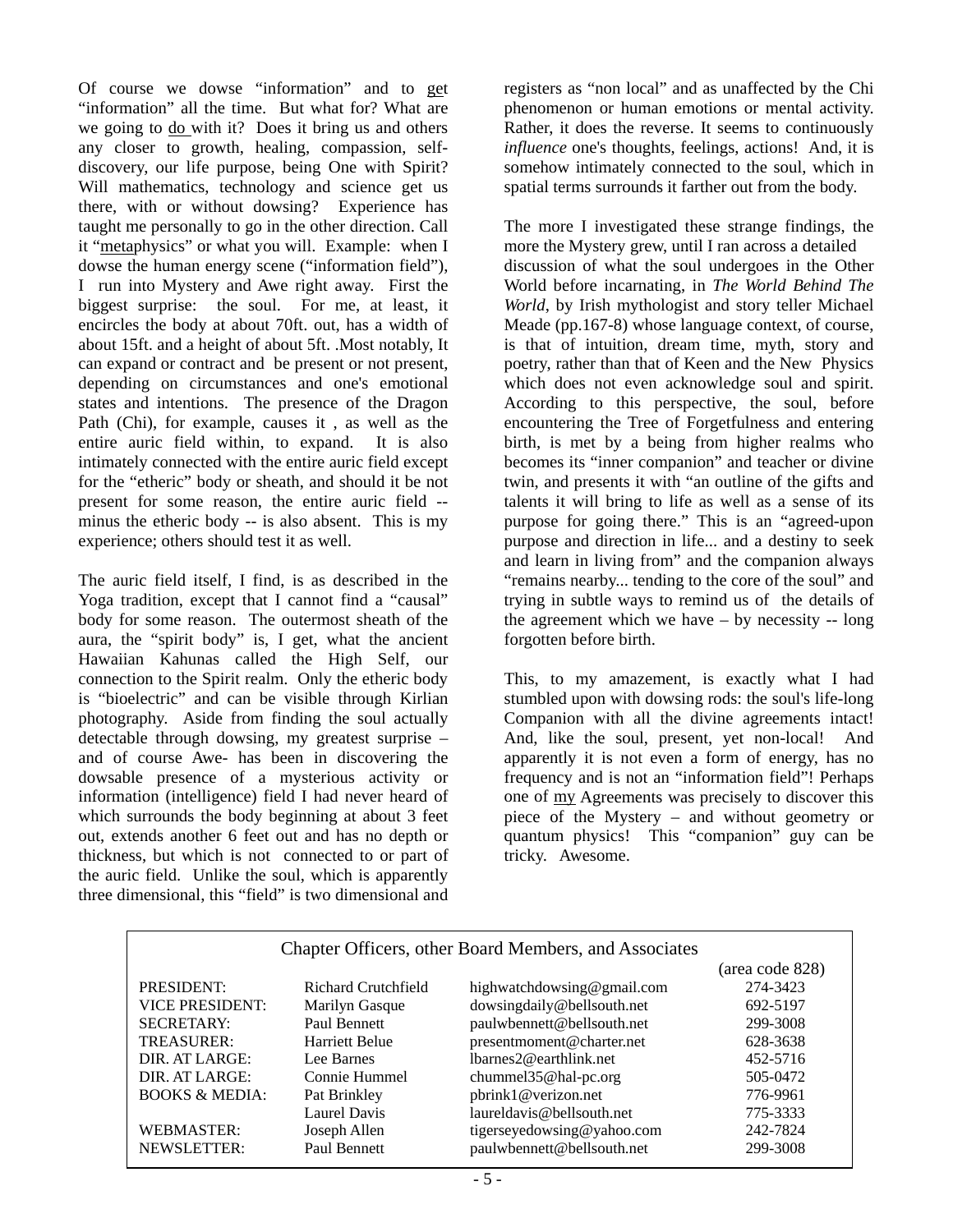Of course we dowse "information" and to get "information" all the time. But what for? What are we going to do with it? Does it bring us and others any closer to growth, healing, compassion, self-discovery, our life purpose, being One with Spirit? Will mathematics, technology and science get us there, with or without dowsing? Experience has taught me personally to go in the other direction. Call it "metaphysics" or what you will. Example: when I dowse the human energy scene ("information field"), I run into Mystery and Awe right away. First the biggest surprise: the soul. For me, at least, it encircles the body at about 70ft. out, has a width of about 15ft. and a height of about 5ft. .Most notably, It can expand or contract and be present or not present, depending on circumstances and one's emotional states and intentions. The presence of the Dragon Path (Chi), for example, causes it , as well as the entire auric field within, to expand. It is also intimately connected with the entire auric field except for the "etheric" body or sheath, and should it be not present for some reason, the entire auric field -- minus the etheric body -- is also absent. This is my experience; others should test it as well.

The auric field itself, I find, is as described in the Yoga tradition, except that I cannot find a "causal" body for some reason. The outermost sheath of the aura, the "spirit body" is, I get, what the ancient Hawaiian Kahunas called the High Self, our connection to the Spirit realm. Only the etheric body is "bioelectric" and can be visible through Kirlian photography. Aside from finding the soul actually detectable through dowsing, my greatest surprise – and of course Awe- has been in discovering the dowsable presence of a mysterious activity or information (intelligence) field I had never heard of which surrounds the body beginning at about 3 feet out, extends another 6 feet out and has no depth or thickness, but which is not connected to or part of the auric field. Unlike the soul, which is apparently three dimensional, this "field" is two dimensional and registers as "non local" and as unaffected by the Chi phenomenon or human emotions or mental activity. Rather, it does the reverse. It seems to continuously *influence* one's thoughts, feelings, actions! And, it is somehow intimately connected to the soul, which in spatial terms surrounds it farther out from the body.

The more I investigated these strange findings, the more the Mystery grew, until I ran across a detailed discussion of what the soul undergoes in the Other World before incarnating, in *The World Behind The World*, by Irish mythologist and story teller Michael Meade (pp.167-8) whose language context, of course, is that of intuition, dream time, myth, story and poetry, rather than that of Keen and the New Physics which does not even acknowledge soul and spirit. According to this perspective, the soul, before encountering the Tree of Forgetfulness and entering birth, is met by a being from higher realms who becomes its "inner companion" and teacher or divine twin, and presents it with "an outline of the gifts and talents it will bring to life as well as a sense of its purpose for going there." This is an "agreed-upon purpose and direction in life... and a destiny to seek and learn in living from" and the companion always "remains nearby... tending to the core of the soul" and trying in subtle ways to remind us of the details of the agreement which we have – by necessity -- long forgotten before birth.

This, to my amazement, is exactly what I had stumbled upon with dowsing rods: the soul's life-long Companion with all the divine agreements intact! And, like the soul, present, yet non-local! And apparently it is not even a form of energy, has no frequency and is not an "information field"! Perhaps one of my Agreements was precisely to discover this piece of the Mystery – and without geometry or quantum physics! This "companion" guy can be tricky. Awesome.

## Chapter Officers, other Board Members, and Associates

| | | | (area code 828) |
|---|---|---|---|
| PRESIDENT: | Richard Crutchfield | highwatchdowsing@gmail.com | 274-3423 |
| VICE PRESIDENT: | Marilyn Gasque | dowsingdaily@bellsouth.net | 692-5197 |
| SECRETARY: | Paul Bennett | paulwbennett@bellsouth.net | 299-3008 |
| TREASURER: | Harriett Belue | presentmoment@charter.net | 628-3638 |
| DIR. AT LARGE: | Lee Barnes | lbarnes2@earthlink.net | 452-5716 |
| DIR. AT LARGE: | Connie Hummel | chummel35@hal-pc.org | 505-0472 |
| BOOKS & MEDIA: | Pat Brinkley | pbrink1@verizon.net | 776-9961 |
| | Laurel Davis | laureldavis@bellsouth.net | 775-3333 |
| WEBMASTER: | Joseph Allen | tigerseyedowsing@yahoo.com | 242-7824 |
| NEWSLETTER: | Paul Bennett | paulwbennett@bellsouth.net | 299-3008 |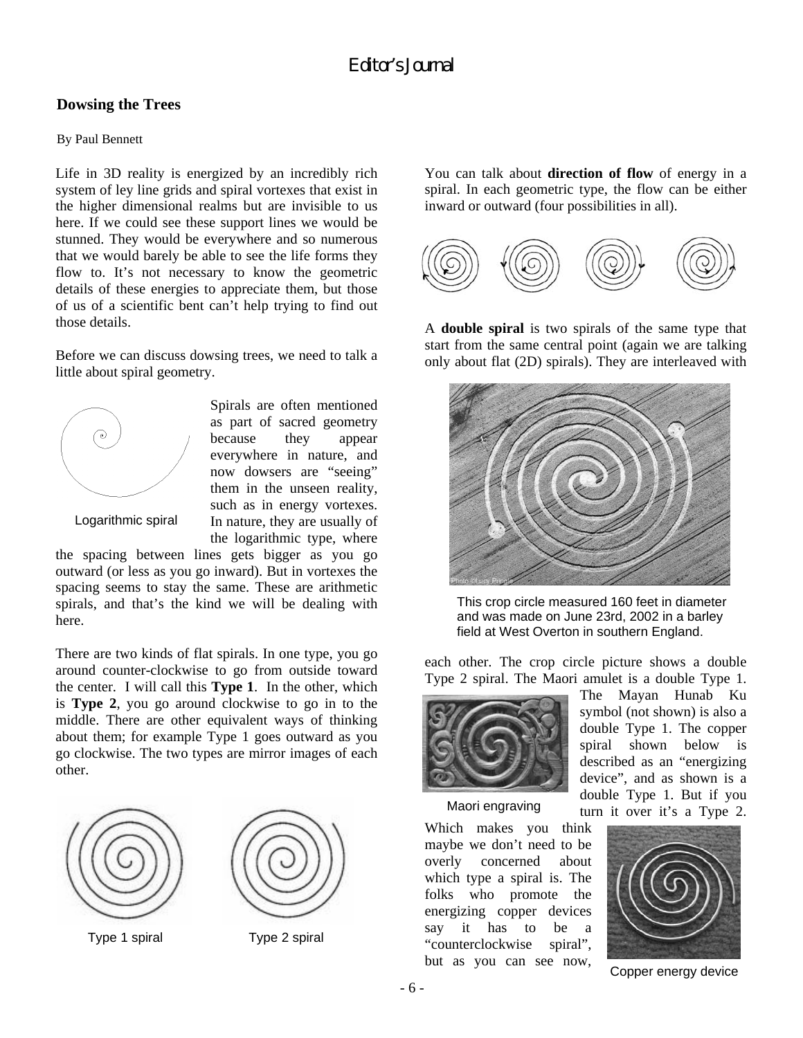# Editor's Journal

## Dowsing the Trees

By Paul Bennett

Life in 3D reality is energized by an incredibly rich system of ley line grids and spiral vortexes that exist in the higher dimensional realms but are invisible to us here. If we could see these support lines we would be stunned. They would be everywhere and so numerous that we would barely be able to see the life forms they flow to. It's not necessary to know the geometric details of these energies to appreciate them, but those of us of a scientific bent can't help trying to find out those details.

Before we can discuss dowsing trees, we need to talk a little about spiral geometry.

Logarithmic spiral

Spirals are often mentioned as part of sacred geometry because they appear everywhere in nature, and now dowsers are "seeing" them in the unseen reality, such as in energy vortexes. In nature, they are usually of the logarithmic type, where the spacing between lines gets bigger as you go outward (or less as you go inward). But in vortexes the spacing seems to stay the same. These are arithmetic spirals, and that's the kind we will be dealing with here.

There are two kinds of flat spirals. In one type, you go around counter-clockwise to go from outside toward the center. I will call this **Type 1**. In the other, which is **Type 2**, you go around clockwise to go in to the middle. There are other equivalent ways of thinking about them; for example Type 1 goes outward as you go clockwise. The two types are mirror images of each other.

Type 1 spiral

Type 2 spiral

You can talk about **direction of flow** of energy in a spiral. In each geometric type, the flow can be either inward or outward (four possibilities in all).

A **double spiral** is two spirals of the same type that start from the same central point (again we are talking only about flat (2D) spirals). They are interleaved with each other. The crop circle picture shows a double Type 2 spiral. The Maori amulet is a double Type 1. The Mayan Hunab Ku symbol (not shown) is also a double Type 1. The copper spiral shown below is described as an "energizing device", and as shown is a double Type 1. But if you turn it over it's a Type 2. Which makes you think maybe we don't need to be overly concerned about which type a spiral is. The folks who promote the energizing copper devices say it has to be a "counterclockwise spiral", but as you can see now,

This crop circle measured 160 feet in diameter and was made on June 23rd, 2002 in a barley field at West Overton in southern England.

Maori engraving

Copper energy device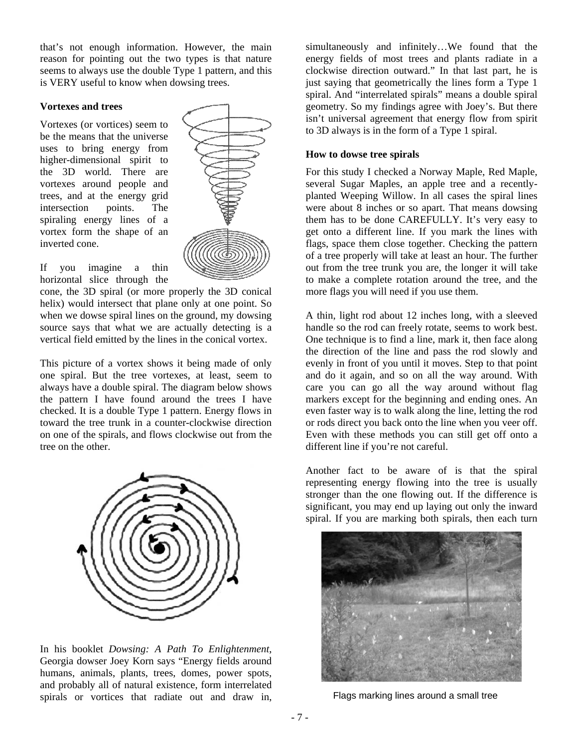that's not enough information. However, the main reason for pointing out the two types is that nature seems to always use the double Type 1 pattern, and this is VERY useful to know when dowsing trees.

**Vortexes and trees**

Vortexes (or vortices) seem to be the means that the universe uses to bring energy from higher-dimensional spirit to the 3D world. There are vortexes around people and trees, and at the energy grid intersection points. The spiraling energy lines of a vortex form the shape of an inverted cone.

If you imagine a thin horizontal slice through the cone, the 3D spiral (or more properly the 3D conical helix) would intersect that plane only at one point. So when we dowse spiral lines on the ground, my dowsing source says that what we are actually detecting is a vertical field emitted by the lines in the conical vortex.

This picture of a vortex shows it being made of only one spiral. But the tree vortexes, at least, seem to always have a double spiral. The diagram below shows the pattern I have found around the trees I have checked. It is a double Type 1 pattern. Energy flows in toward the tree trunk in a counter-clockwise direction on one of the spirals, and flows clockwise out from the tree on the other.

In his booklet *Dowsing: A Path To Enlightenment*, Georgia dowser Joey Korn says "Energy fields around humans, animals, plants, trees, domes, power spots, and probably all of natural existence, form interrelated spirals or vortices that radiate out and draw in, simultaneously and infinitely…We found that the energy fields of most trees and plants radiate in a clockwise direction outward." In that last part, he is just saying that geometrically the lines form a Type 1 spiral. And "interrelated spirals" means a double spiral geometry. So my findings agree with Joey's. But there isn't universal agreement that energy flow from spirit to 3D always is in the form of a Type 1 spiral.

**How to dowse tree spirals**

For this study I checked a Norway Maple, Red Maple, several Sugar Maples, an apple tree and a recently-planted Weeping Willow. In all cases the spiral lines were about 8 inches or so apart. That means dowsing them has to be done CAREFULLY. It's very easy to get onto a different line. If you mark the lines with flags, space them close together. Checking the pattern of a tree properly will take at least an hour. The further out from the tree trunk you are, the longer it will take to make a complete rotation around the tree, and the more flags you will need if you use them.

A thin, light rod about 12 inches long, with a sleeved handle so the rod can freely rotate, seems to work best. One technique is to find a line, mark it, then face along the direction of the line and pass the rod slowly and evenly in front of you until it moves. Step to that point and do it again, and so on all the way around. With care you can go all the way around without flag markers except for the beginning and ending ones. An even faster way is to walk along the line, letting the rod or rods direct you back onto the line when you veer off. Even with these methods you can still get off onto a different line if you're not careful.

Another fact to be aware of is that the spiral representing energy flowing into the tree is usually stronger than the one flowing out. If the difference is significant, you may end up laying out only the inward spiral. If you are marking both spirals, then each turn

Flags marking lines around a small tree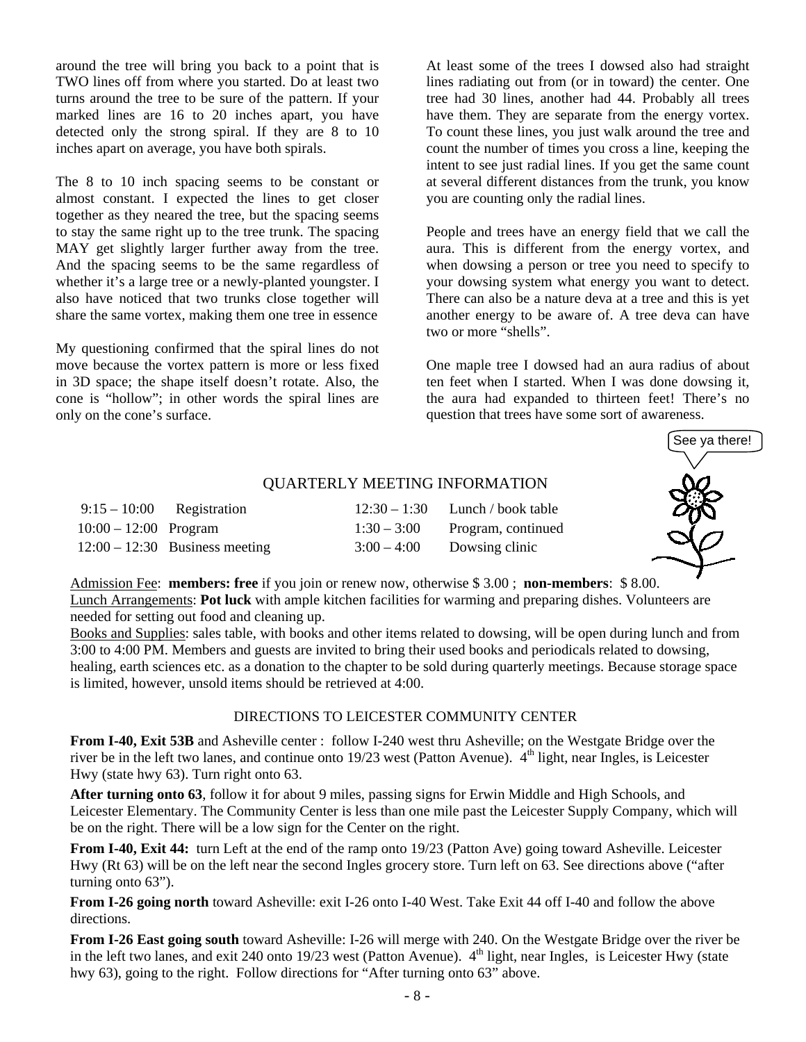around the tree will bring you back to a point that is TWO lines off from where you started. Do at least two turns around the tree to be sure of the pattern. If your marked lines are 16 to 20 inches apart, you have detected only the strong spiral. If they are 8 to 10 inches apart on average, you have both spirals.

The 8 to 10 inch spacing seems to be constant or almost constant. I expected the lines to get closer together as they neared the tree, but the spacing seems to stay the same right up to the tree trunk. The spacing MAY get slightly larger further away from the tree. And the spacing seems to be the same regardless of whether it's a large tree or a newly-planted youngster. I also have noticed that two trunks close together will share the same vortex, making them one tree in essence

My questioning confirmed that the spiral lines do not move because the vortex pattern is more or less fixed in 3D space; the shape itself doesn't rotate. Also, the cone is "hollow"; in other words the spiral lines are only on the cone's surface.

At least some of the trees I dowsed also had straight lines radiating out from (or in toward) the center. One tree had 30 lines, another had 44. Probably all trees have them. They are separate from the energy vortex. To count these lines, you just walk around the tree and count the number of times you cross a line, keeping the intent to see just radial lines. If you get the same count at several different distances from the trunk, you know you are counting only the radial lines.

People and trees have an energy field that we call the aura. This is different from the energy vortex, and when dowsing a person or tree you need to specify to your dowsing system what energy you want to detect. There can also be a nature deva at a tree and this is yet another energy to be aware of. A tree deva can have two or more "shells".

One maple tree I dowsed had an aura radius of about ten feet when I started. When I was done dowsing it, the aura had expanded to thirteen feet! There's no question that trees have some sort of awareness.

See ya there!

## QUARTERLY MEETING INFORMATION

| | | | |
|---|---|---|---|
| 9:15 – 10:00 | Registration | 12:30 – 1:30 | Lunch / book table |
| 10:00 – 12:00 | Program | 1:30 – 3:00 | Program, continued |
| 12:00 – 12:30 | Business meeting | 3:00 – 4:00 | Dowsing clinic |

Admission Fee: **members: free** if you join or renew now, otherwise $ 3.00 ; **non-members**: $ 8.00.
Lunch Arrangements: **Pot luck** with ample kitchen facilities for warming and preparing dishes. Volunteers are needed for setting out food and cleaning up.
Books and Supplies: sales table, with books and other items related to dowsing, will be open during lunch and from 3:00 to 4:00 PM. Members and guests are invited to bring their used books and periodicals related to dowsing, healing, earth sciences etc. as a donation to the chapter to be sold during quarterly meetings. Because storage space is limited, however, unsold items should be retrieved at 4:00.

## DIRECTIONS TO LEICESTER COMMUNITY CENTER

**From I-40, Exit 53B** and Asheville center : follow I-240 west thru Asheville; on the Westgate Bridge over the river be in the left two lanes, and continue onto 19/23 west (Patton Avenue). 4th light, near Ingles, is Leicester Hwy (state hwy 63). Turn right onto 63.

**After turning onto 63**, follow it for about 9 miles, passing signs for Erwin Middle and High Schools, and Leicester Elementary. The Community Center is less than one mile past the Leicester Supply Company, which will be on the right. There will be a low sign for the Center on the right.

**From I-40, Exit 44:** turn Left at the end of the ramp onto 19/23 (Patton Ave) going toward Asheville. Leicester Hwy (Rt 63) will be on the left near the second Ingles grocery store. Turn left on 63. See directions above ("after turning onto 63").

**From I-26 going north** toward Asheville: exit I-26 onto I-40 West. Take Exit 44 off I-40 and follow the above directions.

**From I-26 East going south** toward Asheville: I-26 will merge with 240. On the Westgate Bridge over the river be in the left two lanes, and exit 240 onto 19/23 west (Patton Avenue). 4th light, near Ingles, is Leicester Hwy (state hwy 63), going to the right. Follow directions for "After turning onto 63" above.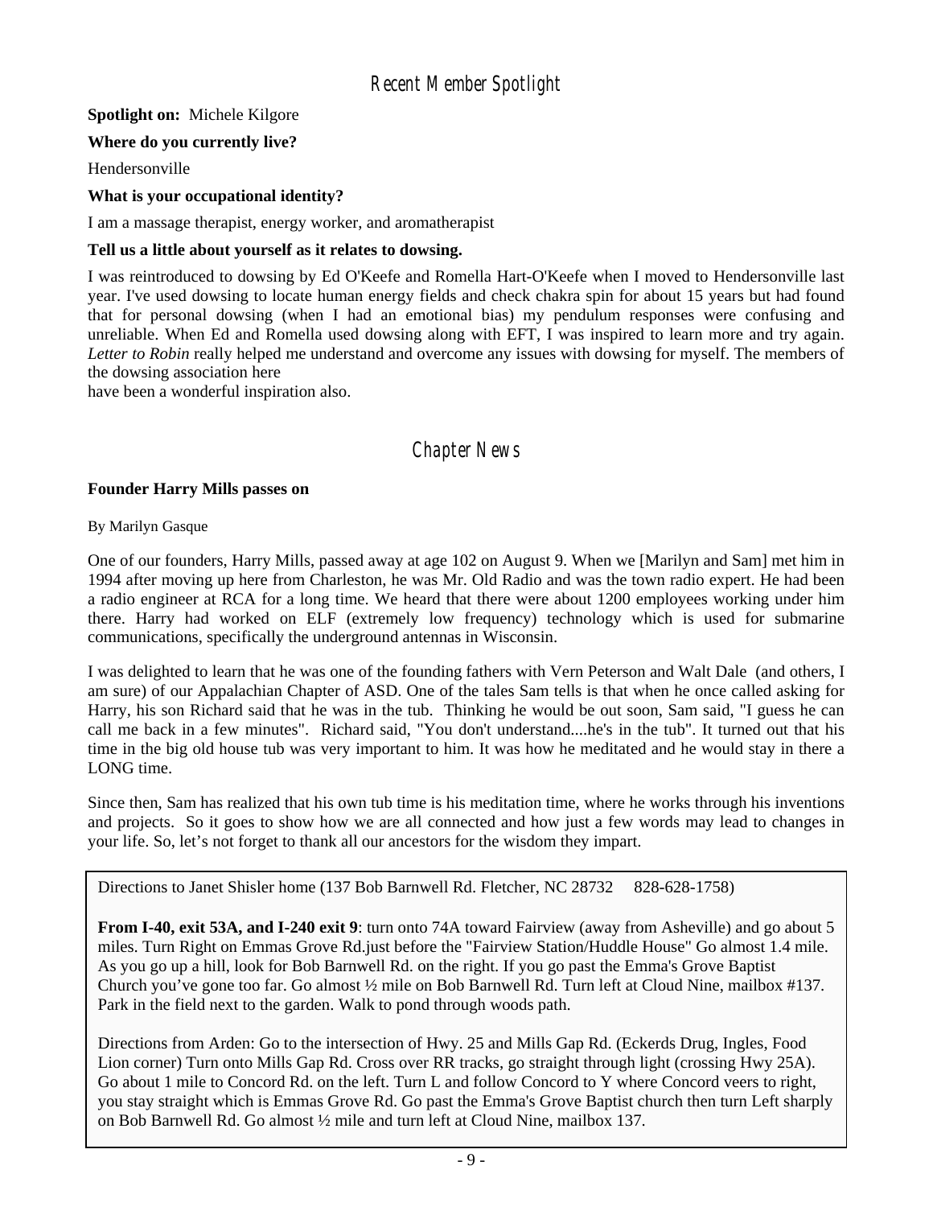## Recent Member Spotlight

**Spotlight on:** Michele Kilgore

**Where do you currently live?**

Hendersonville

**What is your occupational identity?**

I am a massage therapist, energy worker, and aromatherapist

**Tell us a little about yourself as it relates to dowsing.**

I was reintroduced to dowsing by Ed O'Keefe and Romella Hart-O'Keefe when I moved to Hendersonville last year. I've used dowsing to locate human energy fields and check chakra spin for about 15 years but had found that for personal dowsing (when I had an emotional bias) my pendulum responses were confusing and unreliable. When Ed and Romella used dowsing along with EFT, I was inspired to learn more and try again. *Letter to Robin* really helped me understand and overcome any issues with dowsing for myself. The members of the dowsing association here
have been a wonderful inspiration also.

## Chapter News

**Founder Harry Mills passes on**

By Marilyn Gasque

One of our founders, Harry Mills, passed away at age 102 on August 9. When we [Marilyn and Sam] met him in 1994 after moving up here from Charleston, he was Mr. Old Radio and was the town radio expert. He had been a radio engineer at RCA for a long time. We heard that there were about 1200 employees working under him there. Harry had worked on ELF (extremely low frequency) technology which is used for submarine communications, specifically the underground antennas in Wisconsin.

I was delighted to learn that he was one of the founding fathers with Vern Peterson and Walt Dale (and others, I am sure) of our Appalachian Chapter of ASD. One of the tales Sam tells is that when he once called asking for Harry, his son Richard said that he was in the tub. Thinking he would be out soon, Sam said, "I guess he can call me back in a few minutes". Richard said, "You don't understand....he's in the tub". It turned out that his time in the big old house tub was very important to him. It was how he meditated and he would stay in there a LONG time.

Since then, Sam has realized that his own tub time is his meditation time, where he works through his inventions and projects. So it goes to show how we are all connected and how just a few words may lead to changes in your life. So, let's not forget to thank all our ancestors for the wisdom they impart.

Directions to Janet Shisler home (137 Bob Barnwell Rd. Fletcher, NC 28732 828-628-1758)

**From I-40, exit 53A, and I-240 exit 9**: turn onto 74A toward Fairview (away from Asheville) and go about 5 miles. Turn Right on Emmas Grove Rd.just before the "Fairview Station/Huddle House" Go almost 1.4 mile. As you go up a hill, look for Bob Barnwell Rd. on the right. If you go past the Emma's Grove Baptist Church you've gone too far. Go almost ½ mile on Bob Barnwell Rd. Turn left at Cloud Nine, mailbox #137. Park in the field next to the garden. Walk to pond through woods path.

Directions from Arden: Go to the intersection of Hwy. 25 and Mills Gap Rd. (Eckerds Drug, Ingles, Food Lion corner) Turn onto Mills Gap Rd. Cross over RR tracks, go straight through light (crossing Hwy 25A). Go about 1 mile to Concord Rd. on the left. Turn L and follow Concord to Y where Concord veers to right, you stay straight which is Emmas Grove Rd. Go past the Emma's Grove Baptist church then turn Left sharply on Bob Barnwell Rd. Go almost ½ mile and turn left at Cloud Nine, mailbox 137.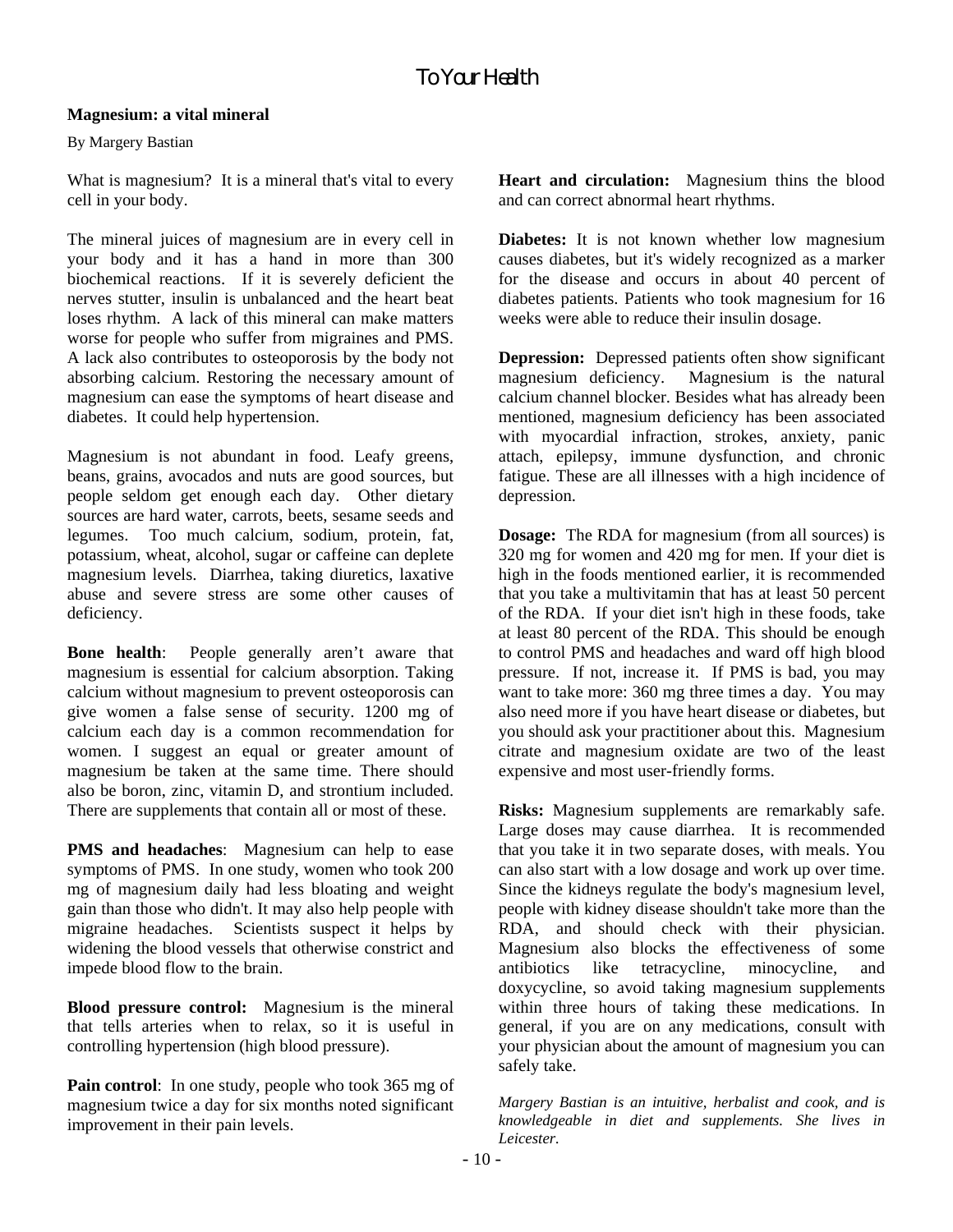# To Your Health

## Magnesium: a vital mineral

By Margery Bastian

What is magnesium? It is a mineral that's vital to every cell in your body.

The mineral juices of magnesium are in every cell in your body and it has a hand in more than 300 biochemical reactions. If it is severely deficient the nerves stutter, insulin is unbalanced and the heart beat loses rhythm. A lack of this mineral can make matters worse for people who suffer from migraines and PMS. A lack also contributes to osteoporosis by the body not absorbing calcium. Restoring the necessary amount of magnesium can ease the symptoms of heart disease and diabetes. It could help hypertension.

Magnesium is not abundant in food. Leafy greens, beans, grains, avocados and nuts are good sources, but people seldom get enough each day. Other dietary sources are hard water, carrots, beets, sesame seeds and legumes. Too much calcium, sodium, protein, fat, potassium, wheat, alcohol, sugar or caffeine can deplete magnesium levels. Diarrhea, taking diuretics, laxative abuse and severe stress are some other causes of deficiency.

**Bone health**: People generally aren't aware that magnesium is essential for calcium absorption. Taking calcium without magnesium to prevent osteoporosis can give women a false sense of security. 1200 mg of calcium each day is a common recommendation for women. I suggest an equal or greater amount of magnesium be taken at the same time. There should also be boron, zinc, vitamin D, and strontium included. There are supplements that contain all or most of these.

**PMS and headaches**: Magnesium can help to ease symptoms of PMS. In one study, women who took 200 mg of magnesium daily had less bloating and weight gain than those who didn't. It may also help people with migraine headaches. Scientists suspect it helps by widening the blood vessels that otherwise constrict and impede blood flow to the brain.

**Blood pressure control:** Magnesium is the mineral that tells arteries when to relax, so it is useful in controlling hypertension (high blood pressure).

**Pain control**: In one study, people who took 365 mg of magnesium twice a day for six months noted significant improvement in their pain levels.

**Heart and circulation:** Magnesium thins the blood and can correct abnormal heart rhythms.

**Diabetes:** It is not known whether low magnesium causes diabetes, but it's widely recognized as a marker for the disease and occurs in about 40 percent of diabetes patients. Patients who took magnesium for 16 weeks were able to reduce their insulin dosage.

**Depression:** Depressed patients often show significant magnesium deficiency. Magnesium is the natural calcium channel blocker. Besides what has already been mentioned, magnesium deficiency has been associated with myocardial infraction, strokes, anxiety, panic attach, epilepsy, immune dysfunction, and chronic fatigue. These are all illnesses with a high incidence of depression.

**Dosage:** The RDA for magnesium (from all sources) is 320 mg for women and 420 mg for men. If your diet is high in the foods mentioned earlier, it is recommended that you take a multivitamin that has at least 50 percent of the RDA. If your diet isn't high in these foods, take at least 80 percent of the RDA. This should be enough to control PMS and headaches and ward off high blood pressure. If not, increase it. If PMS is bad, you may want to take more: 360 mg three times a day. You may also need more if you have heart disease or diabetes, but you should ask your practitioner about this. Magnesium citrate and magnesium oxidate are two of the least expensive and most user-friendly forms.

**Risks:** Magnesium supplements are remarkably safe. Large doses may cause diarrhea. It is recommended that you take it in two separate doses, with meals. You can also start with a low dosage and work up over time. Since the kidneys regulate the body's magnesium level, people with kidney disease shouldn't take more than the RDA, and should check with their physician. Magnesium also blocks the effectiveness of some antibiotics like tetracycline, minocycline, and doxycycline, so avoid taking magnesium supplements within three hours of taking these medications. In general, if you are on any medications, consult with your physician about the amount of magnesium you can safely take.

*Margery Bastian is an intuitive, herbalist and cook, and is knowledgeable in diet and supplements. She lives in Leicester.*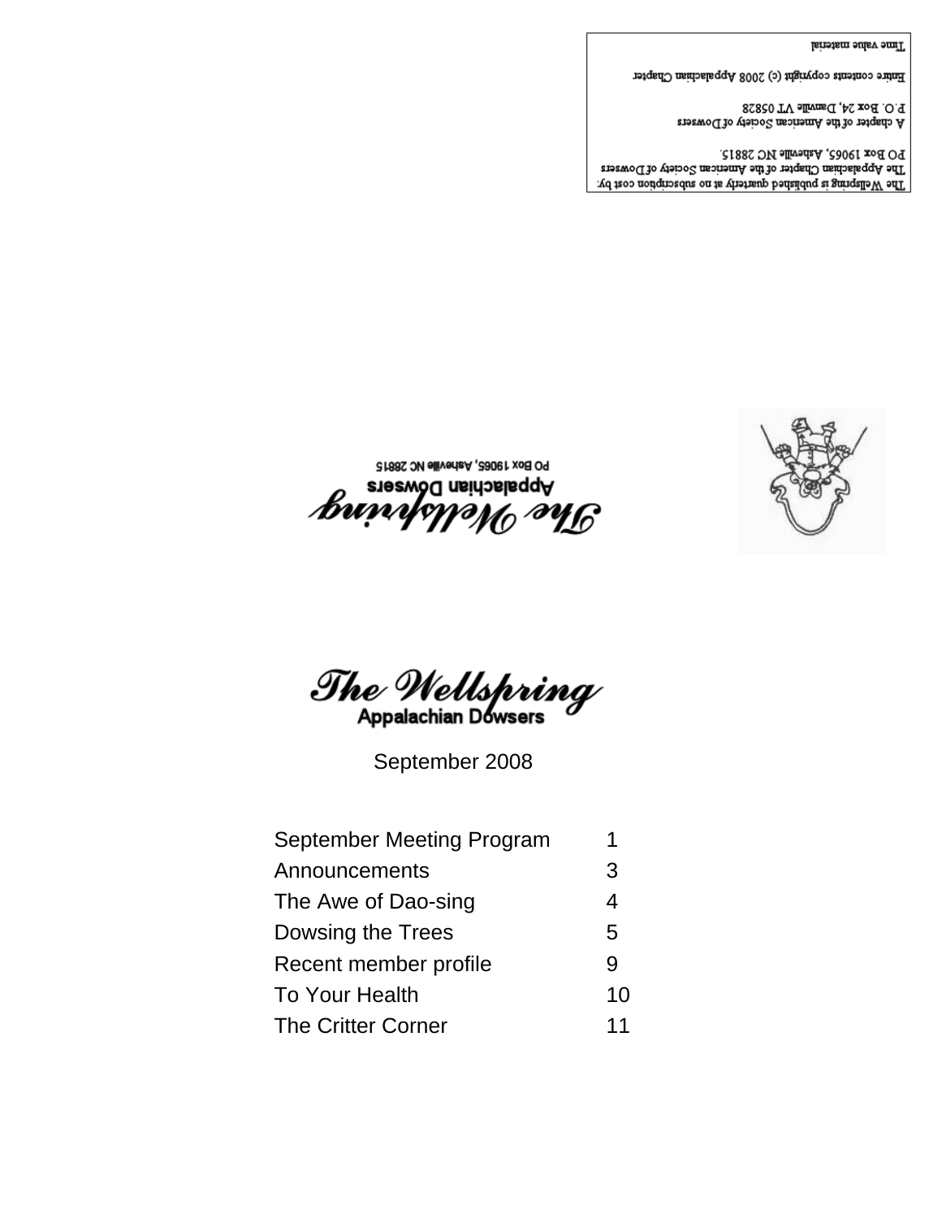The Wellspring is published quarterly at no subscription cost by:
The Appalachian Chapter of the American Society of Dowsers
PO Box 19065, Asheville NC 28815.

A chapter of the American Society of Dowsers
P.O. Box 24, Danville VT 05828

Entire contents copyright (c) 2008 Appalachian Chapter

Time value material

**The Wellspring**
Appalachian Dowsers
PO Box 19065, Asheville NC 28815

# The Wellspring

## Appalachian Dowsers

September 2008

| | |
|---|---|
| September Meeting Program | 1 |
| Announcements | 3 |
| The Awe of Dao-sing | 4 |
| Dowsing the Trees | 5 |
| Recent member profile | 9 |
| To Your Health | 10 |
| The Critter Corner | 11 |